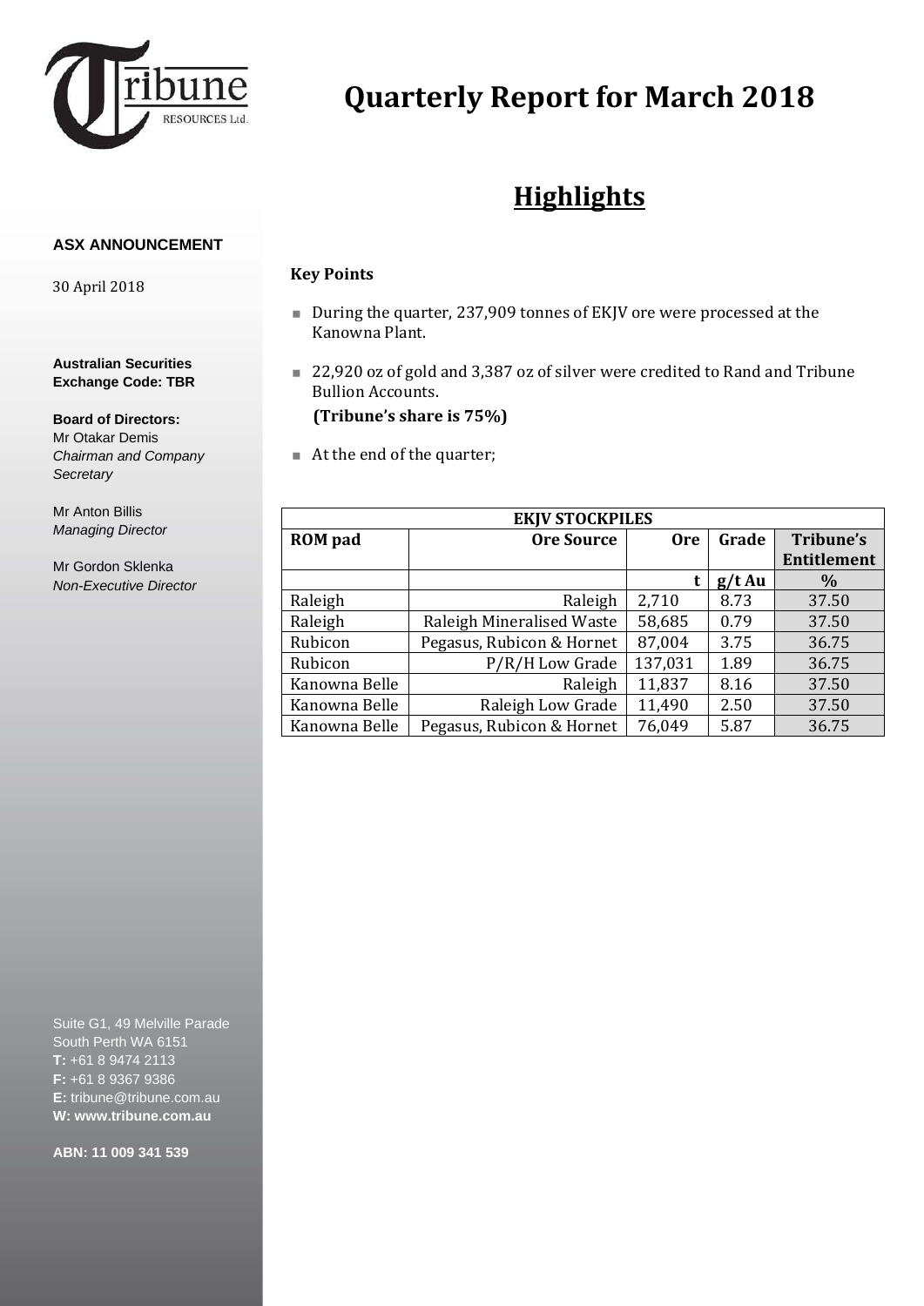# Quarterly Report for March 2018

## Highlights

**ASX ANNOUNCEMENT**

30 April 2018

**Australian Securities Exchange Code: TBR**

**Board of Directors:**
Mr Otakar Demis
*Chairman and Company Secretary*

Mr Anton Billis
*Managing Director*

Mr Gordon Sklenka
*Non-Executive Director*

Suite G1, 49 Melville Parade
South Perth WA 6151
**T:** +61 8 9474 2113
**F:** +61 8 9367 9386
**E:** tribune@tribune.com.au
**W: www.tribune.com.au**

**ABN: 11 009 341 539**

### Key Points

- During the quarter, 237,909 tonnes of EKJV ore were processed at the Kanowna Plant.
- 22,920 oz of gold and 3,387 oz of silver were credited to Rand and Tribune Bullion Accounts.
  **(Tribune's share is 75%)**
- At the end of the quarter;

| EKJV STOCKPILES | | | | |
|---|---|---|---|---|
| **ROM pad** | **Ore Source** | **Ore** | **Grade** | **Tribune's Entitlement** |
| | | t | g/t Au | % |
| Raleigh | Raleigh | 2,710 | 8.73 | 37.50 |
| Raleigh | Raleigh Mineralised Waste | 58,685 | 0.79 | 37.50 |
| Rubicon | Pegasus, Rubicon & Hornet | 87,004 | 3.75 | 36.75 |
| Rubicon | P/R/H Low Grade | 137,031 | 1.89 | 36.75 |
| Kanowna Belle | Raleigh | 11,837 | 8.16 | 37.50 |
| Kanowna Belle | Raleigh Low Grade | 11,490 | 2.50 | 37.50 |
| Kanowna Belle | Pegasus, Rubicon & Hornet | 76,049 | 5.87 | 36.75 |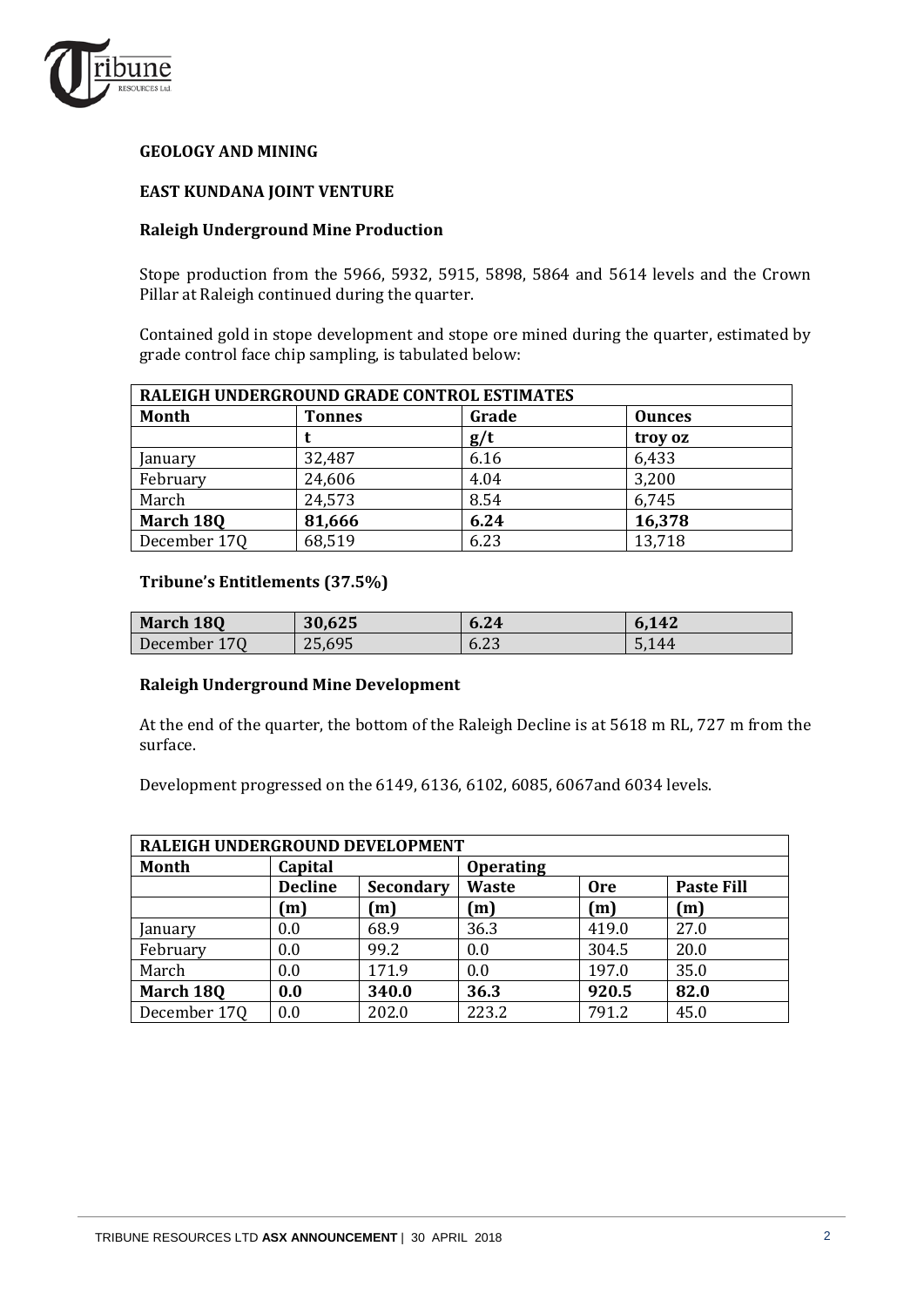## GEOLOGY AND MINING

### EAST KUNDANA JOINT VENTURE

### Raleigh Underground Mine Production

Stope production from the 5966, 5932, 5915, 5898, 5864 and 5614 levels and the Crown Pillar at Raleigh continued during the quarter.

Contained gold in stope development and stope ore mined during the quarter, estimated by grade control face chip sampling, is tabulated below:

| RALEIGH UNDERGROUND GRADE CONTROL ESTIMATES | | | |
|---|---|---|---|
| **Month** | **Tonnes** | **Grade** | **Ounces** |
| | **t** | **g/t** | **troy oz** |
| January | 32,487 | 6.16 | 6,433 |
| February | 24,606 | 4.04 | 3,200 |
| March | 24,573 | 8.54 | 6,745 |
| **March 18Q** | **81,666** | **6.24** | **16,378** |
| December 17Q | 68,519 | 6.23 | 13,718 |

### Tribune's Entitlements (37.5%)

| **March 18Q** | **30,625** | **6.24** | **6,142** |
|---|---|---|---|
| December 17Q | 25,695 | 6.23 | 5,144 |

### Raleigh Underground Mine Development

At the end of the quarter, the bottom of the Raleigh Decline is at 5618 m RL, 727 m from the surface.

Development progressed on the 6149, 6136, 6102, 6085, 6067and 6034 levels.

| RALEIGH UNDERGROUND DEVELOPMENT | | | | | |
|---|---|---|---|---|---|
| **Month** | **Capital** | | **Operating** | | |
| | **Decline** | **Secondary** | **Waste** | **Ore** | **Paste Fill** |
| | **(m)** | **(m)** | **(m)** | **(m)** | **(m)** |
| January | 0.0 | 68.9 | 36.3 | 419.0 | 27.0 |
| February | 0.0 | 99.2 | 0.0 | 304.5 | 20.0 |
| March | 0.0 | 171.9 | 0.0 | 197.0 | 35.0 |
| **March 18Q** | **0.0** | **340.0** | **36.3** | **920.5** | **82.0** |
| December 17Q | 0.0 | 202.0 | 223.2 | 791.2 | 45.0 |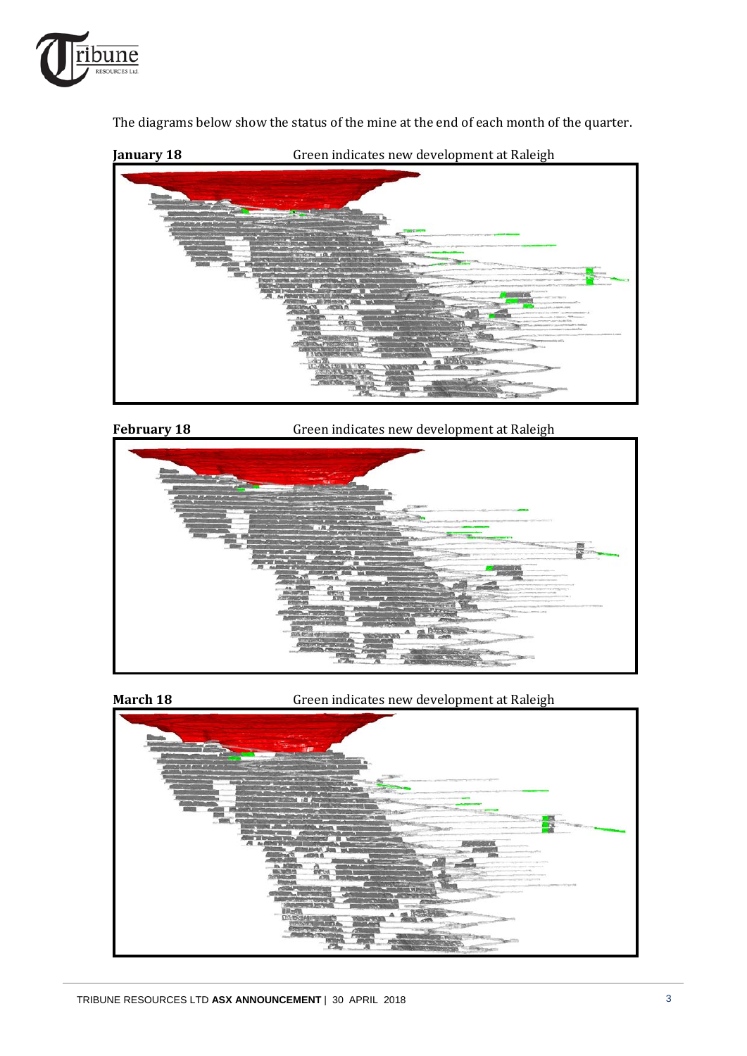The diagrams below show the status of the mine at the end of each month of the quarter.

**January 18** Green indicates new development at Raleigh

**February 18** Green indicates new development at Raleigh

**March 18** Green indicates new development at Raleigh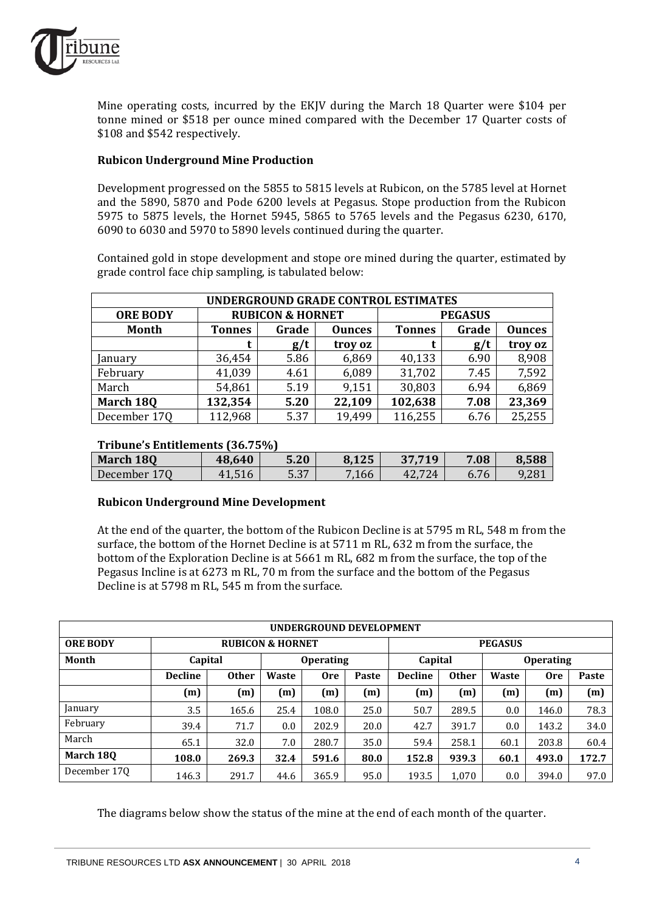Mine operating costs, incurred by the EKJV during the March 18 Quarter were $104 per tonne mined or $518 per ounce mined compared with the December 17 Quarter costs of $108 and $542 respectively.

**Rubicon Underground Mine Production**

Development progressed on the 5855 to 5815 levels at Rubicon, on the 5785 level at Hornet and the 5890, 5870 and Pode 6200 levels at Pegasus. Stope production from the Rubicon 5975 to 5875 levels, the Hornet 5945, 5865 to 5765 levels and the Pegasus 6230, 6170, 6090 to 6030 and 5970 to 5890 levels continued during the quarter.

Contained gold in stope development and stope ore mined during the quarter, estimated by grade control face chip sampling, is tabulated below:

| UNDERGROUND GRADE CONTROL ESTIMATES | | | | | | |
|---|---|---|---|---|---|---|
| **ORE BODY** | **RUBICON & HORNET** | | | **PEGASUS** | | |
| **Month** | **Tonnes** | **Grade** | **Ounces** | **Tonnes** | **Grade** | **Ounces** |
| | **t** | **g/t** | **troy oz** | **t** | **g/t** | **troy oz** |
| January | 36,454 | 5.86 | 6,869 | 40,133 | 6.90 | 8,908 |
| February | 41,039 | 4.61 | 6,089 | 31,702 | 7.45 | 7,592 |
| March | 54,861 | 5.19 | 9,151 | 30,803 | 6.94 | 6,869 |
| **March 18Q** | **132,354** | **5.20** | **22,109** | **102,638** | **7.08** | **23,369** |
| December 17Q | 112,968 | 5.37 | 19,499 | 116,255 | 6.76 | 25,255 |

**Tribune's Entitlements (36.75%)**

| | | | | | | |
|---|---|---|---|---|---|---|
| **March 18Q** | **48,640** | **5.20** | **8,125** | **37,719** | **7.08** | **8,588** |
| December 17Q | 41,516 | 5.37 | 7,166 | 42,724 | 6.76 | 9,281 |

**Rubicon Underground Mine Development**

At the end of the quarter, the bottom of the Rubicon Decline is at 5795 m RL, 548 m from the surface, the bottom of the Hornet Decline is at 5711 m RL, 632 m from the surface, the bottom of the Exploration Decline is at 5661 m RL, 682 m from the surface, the top of the Pegasus Incline is at 6273 m RL, 70 m from the surface and the bottom of the Pegasus Decline is at 5798 m RL, 545 m from the surface.

| UNDERGROUND DEVELOPMENT | | | | | | | | | | |
|---|---|---|---|---|---|---|---|---|---|---|
| **ORE BODY** | **RUBICON & HORNET** | | | | | **PEGASUS** | | | | |
| **Month** | **Capital** | | **Operating** | | | **Capital** | | **Operating** | | |
| | **Decline** | **Other** | **Waste** | **Ore** | **Paste** | **Decline** | **Other** | **Waste** | **Ore** | **Paste** |
| | **(m)** | **(m)** | **(m)** | **(m)** | **(m)** | **(m)** | **(m)** | **(m)** | **(m)** | **(m)** |
| January | 3.5 | 165.6 | 25.4 | 108.0 | 25.0 | 50.7 | 289.5 | 0.0 | 146.0 | 78.3 |
| February | 39.4 | 71.7 | 0.0 | 202.9 | 20.0 | 42.7 | 391.7 | 0.0 | 143.2 | 34.0 |
| March | 65.1 | 32.0 | 7.0 | 280.7 | 35.0 | 59.4 | 258.1 | 60.1 | 203.8 | 60.4 |
| **March 18Q** | **108.0** | **269.3** | **32.4** | **591.6** | **80.0** | **152.8** | **939.3** | **60.1** | **493.0** | **172.7** |
| December 17Q | 146.3 | 291.7 | 44.6 | 365.9 | 95.0 | 193.5 | 1,070 | 0.0 | 394.0 | 97.0 |

The diagrams below show the status of the mine at the end of each month of the quarter.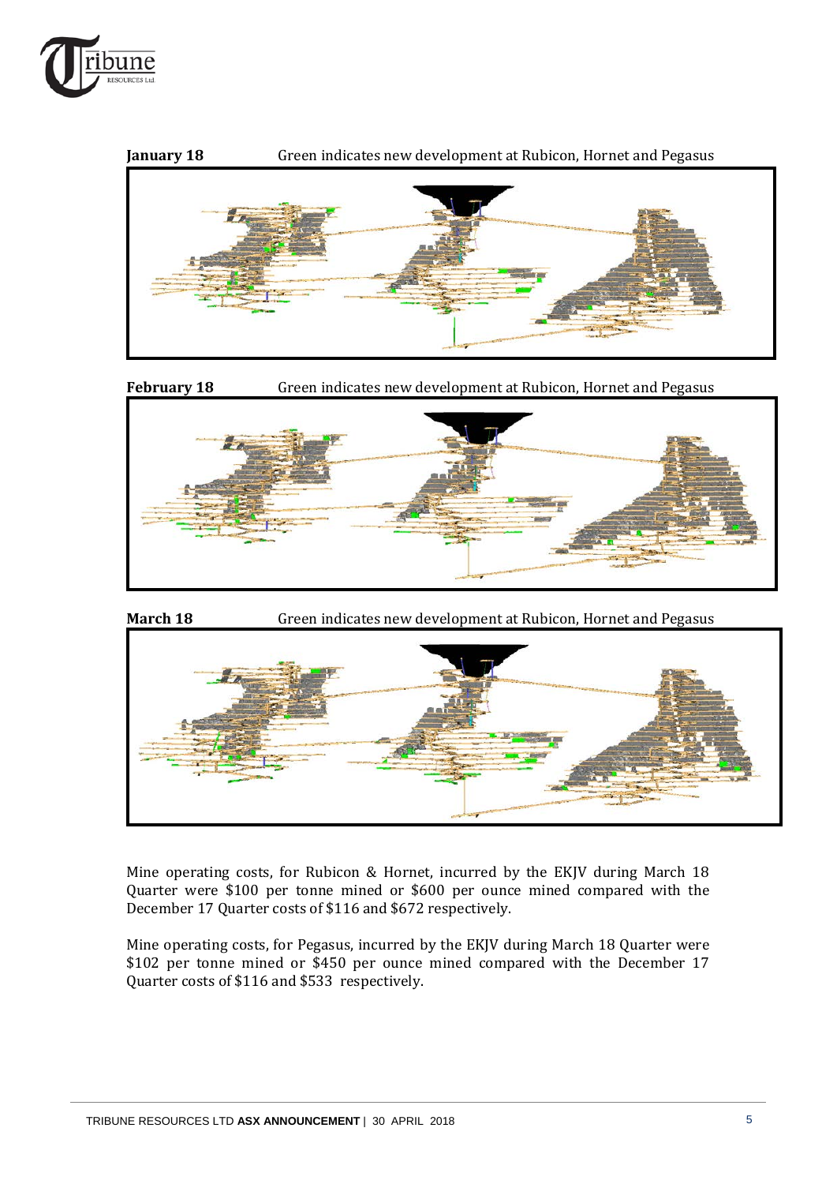**January 18** Green indicates new development at Rubicon, Hornet and Pegasus

**February 18** Green indicates new development at Rubicon, Hornet and Pegasus

**March 18** Green indicates new development at Rubicon, Hornet and Pegasus

Mine operating costs, for Rubicon & Hornet, incurred by the EKJV during March 18 Quarter were $100 per tonne mined or $600 per ounce mined compared with the December 17 Quarter costs of $116 and $672 respectively.

Mine operating costs, for Pegasus, incurred by the EKJV during March 18 Quarter were $102 per tonne mined or $450 per ounce mined compared with the December 17 Quarter costs of $116 and $533 respectively.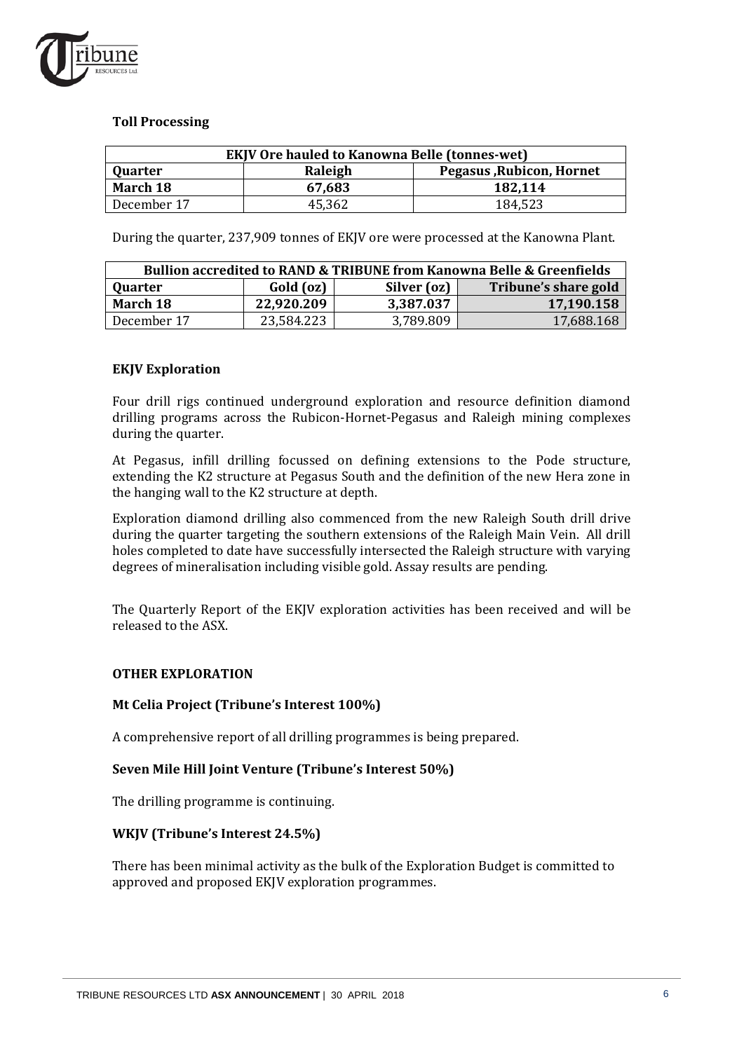## Toll Processing

| EKJV Ore hauled to Kanowna Belle (tonnes-wet) | | |
|---|---|---|
| **Quarter** | **Raleigh** | **Pegasus ,Rubicon, Hornet** |
| **March 18** | **67,683** | **182,114** |
| December 17 | 45,362 | 184,523 |

During the quarter, 237,909 tonnes of EKJV ore were processed at the Kanowna Plant.

| Bullion accredited to RAND & TRIBUNE from Kanowna Belle & Greenfields | | | |
|---|---|---|---|
| **Quarter** | **Gold (oz)** | **Silver (oz)** | **Tribune's share gold** |
| **March 18** | **22,920.209** | **3,387.037** | **17,190.158** |
| December 17 | 23,584.223 | 3,789.809 | 17,688.168 |

## EKJV Exploration

Four drill rigs continued underground exploration and resource definition diamond drilling programs across the Rubicon-Hornet-Pegasus and Raleigh mining complexes during the quarter.

At Pegasus, infill drilling focussed on defining extensions to the Pode structure, extending the K2 structure at Pegasus South and the definition of the new Hera zone in the hanging wall to the K2 structure at depth.

Exploration diamond drilling also commenced from the new Raleigh South drill drive during the quarter targeting the southern extensions of the Raleigh Main Vein. All drill holes completed to date have successfully intersected the Raleigh structure with varying degrees of mineralisation including visible gold. Assay results are pending.

The Quarterly Report of the EKJV exploration activities has been received and will be released to the ASX.

## OTHER EXPLORATION

### Mt Celia Project (Tribune's Interest 100%)

A comprehensive report of all drilling programmes is being prepared.

### Seven Mile Hill Joint Venture (Tribune's Interest 50%)

The drilling programme is continuing.

### WKJV (Tribune's Interest 24.5%)

There has been minimal activity as the bulk of the Exploration Budget is committed to approved and proposed EKJV exploration programmes.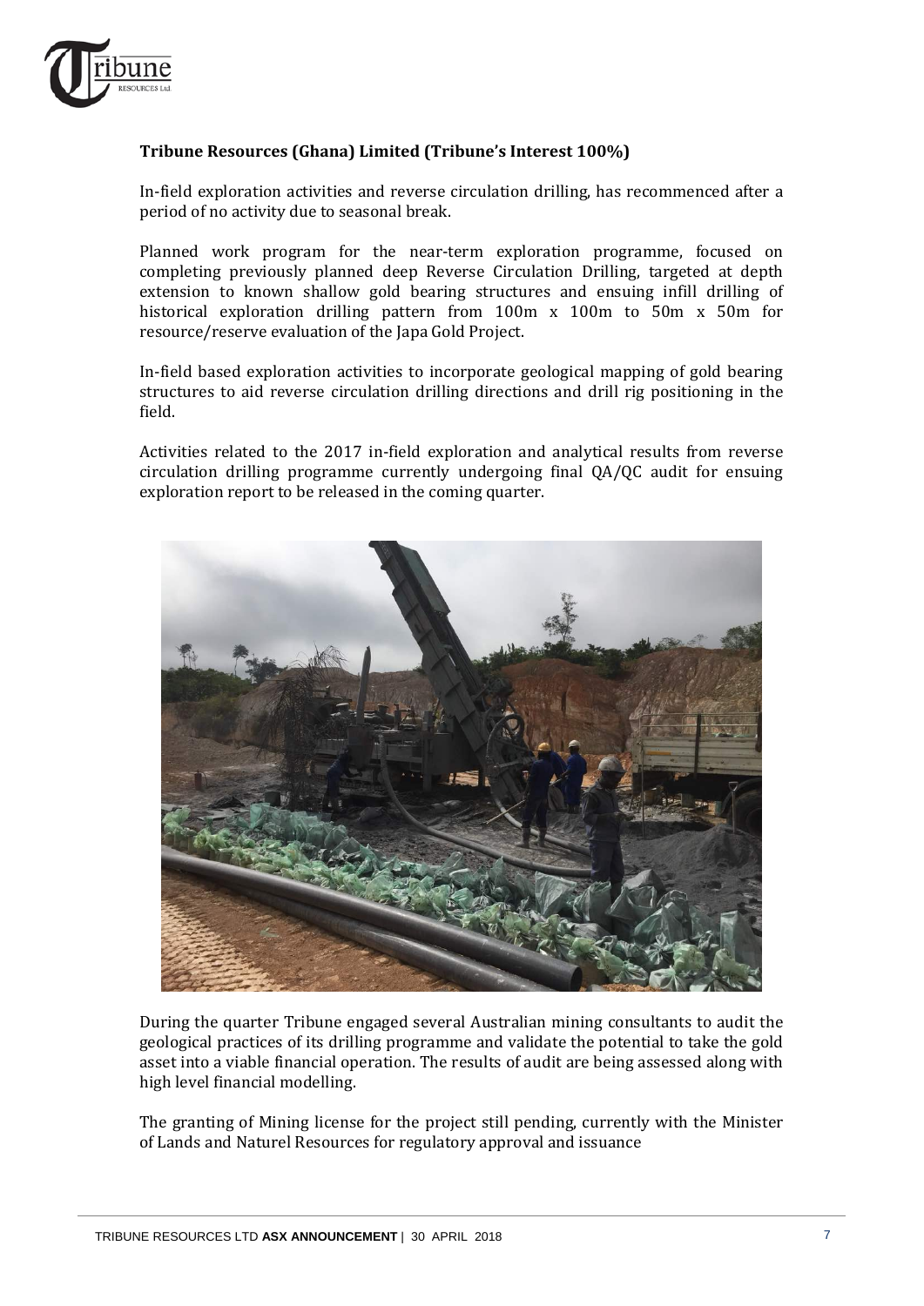**Tribune Resources (Ghana) Limited (Tribune's Interest 100%)**

In-field exploration activities and reverse circulation drilling, has recommenced after a period of no activity due to seasonal break.

Planned work program for the near-term exploration programme, focused on completing previously planned deep Reverse Circulation Drilling, targeted at depth extension to known shallow gold bearing structures and ensuing infill drilling of historical exploration drilling pattern from 100m x 100m to 50m x 50m for resource/reserve evaluation of the Japa Gold Project.

In-field based exploration activities to incorporate geological mapping of gold bearing structures to aid reverse circulation drilling directions and drill rig positioning in the field.

Activities related to the 2017 in-field exploration and analytical results from reverse circulation drilling programme currently undergoing final QA/QC audit for ensuing exploration report to be released in the coming quarter.

During the quarter Tribune engaged several Australian mining consultants to audit the geological practices of its drilling programme and validate the potential to take the gold asset into a viable financial operation. The results of audit are being assessed along with high level financial modelling.

The granting of Mining license for the project still pending, currently with the Minister of Lands and Naturel Resources for regulatory approval and issuance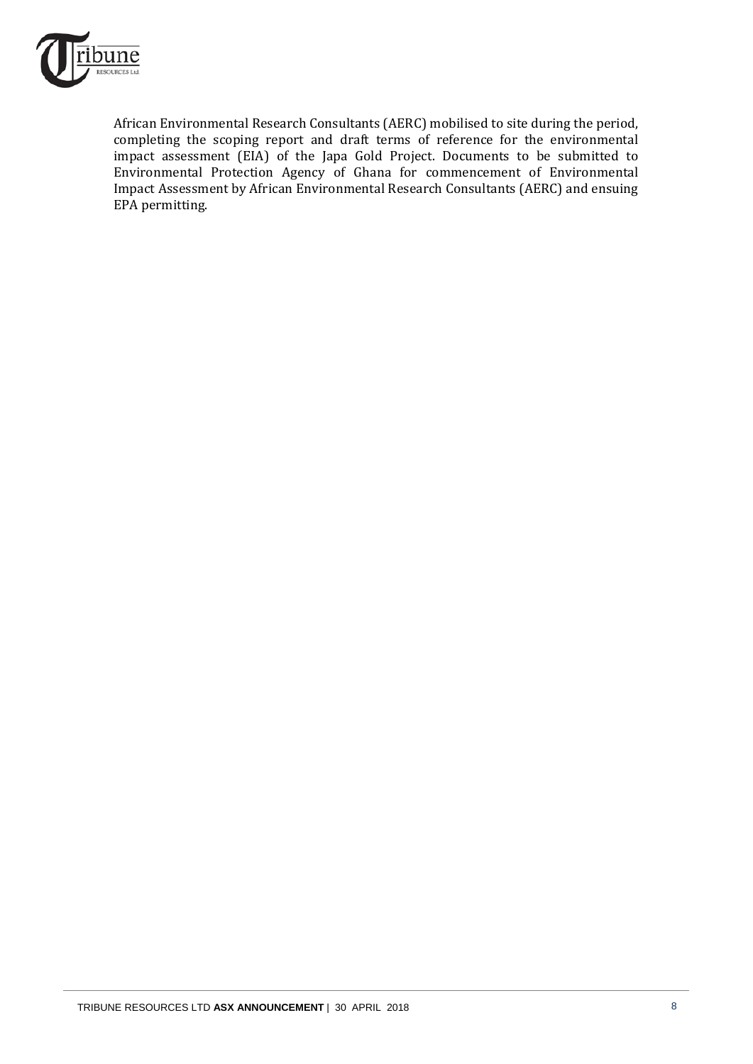African Environmental Research Consultants (AERC) mobilised to site during the period, completing the scoping report and draft terms of reference for the environmental impact assessment (EIA) of the Japa Gold Project. Documents to be submitted to Environmental Protection Agency of Ghana for commencement of Environmental Impact Assessment by African Environmental Research Consultants (AERC) and ensuing EPA permitting.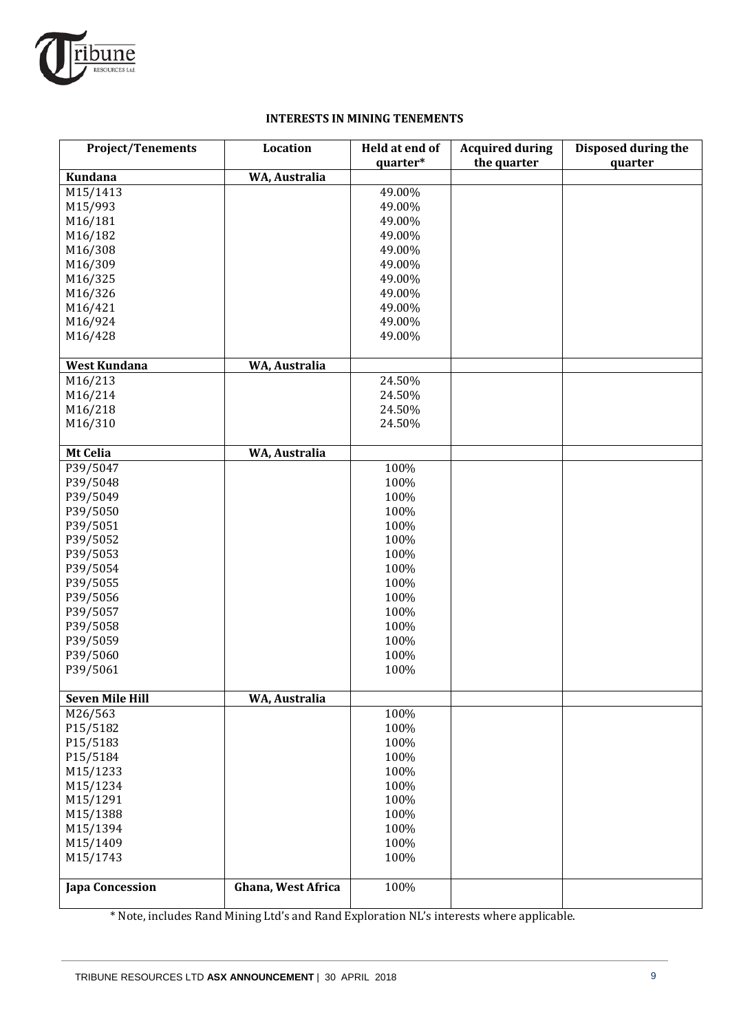## INTERESTS IN MINING TENEMENTS

| Project/Tenements | Location | Held at end of quarter* | Acquired during the quarter | Disposed during the quarter |
|---|---|---|---|---|
| **Kundana** | **WA, Australia** | | | |
| M15/1413 | | 49.00% | | |
| M15/993 | | 49.00% | | |
| M16/181 | | 49.00% | | |
| M16/182 | | 49.00% | | |
| M16/308 | | 49.00% | | |
| M16/309 | | 49.00% | | |
| M16/325 | | 49.00% | | |
| M16/326 | | 49.00% | | |
| M16/421 | | 49.00% | | |
| M16/924 | | 49.00% | | |
| M16/428 | | 49.00% | | |
| **West Kundana** | **WA, Australia** | | | |
| M16/213 | | 24.50% | | |
| M16/214 | | 24.50% | | |
| M16/218 | | 24.50% | | |
| M16/310 | | 24.50% | | |
| **Mt Celia** | **WA, Australia** | | | |
| P39/5047 | | 100% | | |
| P39/5048 | | 100% | | |
| P39/5049 | | 100% | | |
| P39/5050 | | 100% | | |
| P39/5051 | | 100% | | |
| P39/5052 | | 100% | | |
| P39/5053 | | 100% | | |
| P39/5054 | | 100% | | |
| P39/5055 | | 100% | | |
| P39/5056 | | 100% | | |
| P39/5057 | | 100% | | |
| P39/5058 | | 100% | | |
| P39/5059 | | 100% | | |
| P39/5060 | | 100% | | |
| P39/5061 | | 100% | | |
| **Seven Mile Hill** | **WA, Australia** | | | |
| M26/563 | | 100% | | |
| P15/5182 | | 100% | | |
| P15/5183 | | 100% | | |
| P15/5184 | | 100% | | |
| M15/1233 | | 100% | | |
| M15/1234 | | 100% | | |
| M15/1291 | | 100% | | |
| M15/1388 | | 100% | | |
| M15/1394 | | 100% | | |
| M15/1409 | | 100% | | |
| M15/1743 | | 100% | | |
| **Japa Concession** | **Ghana, West Africa** | 100% | | |

* Note, includes Rand Mining Ltd's and Rand Exploration NL's interests where applicable.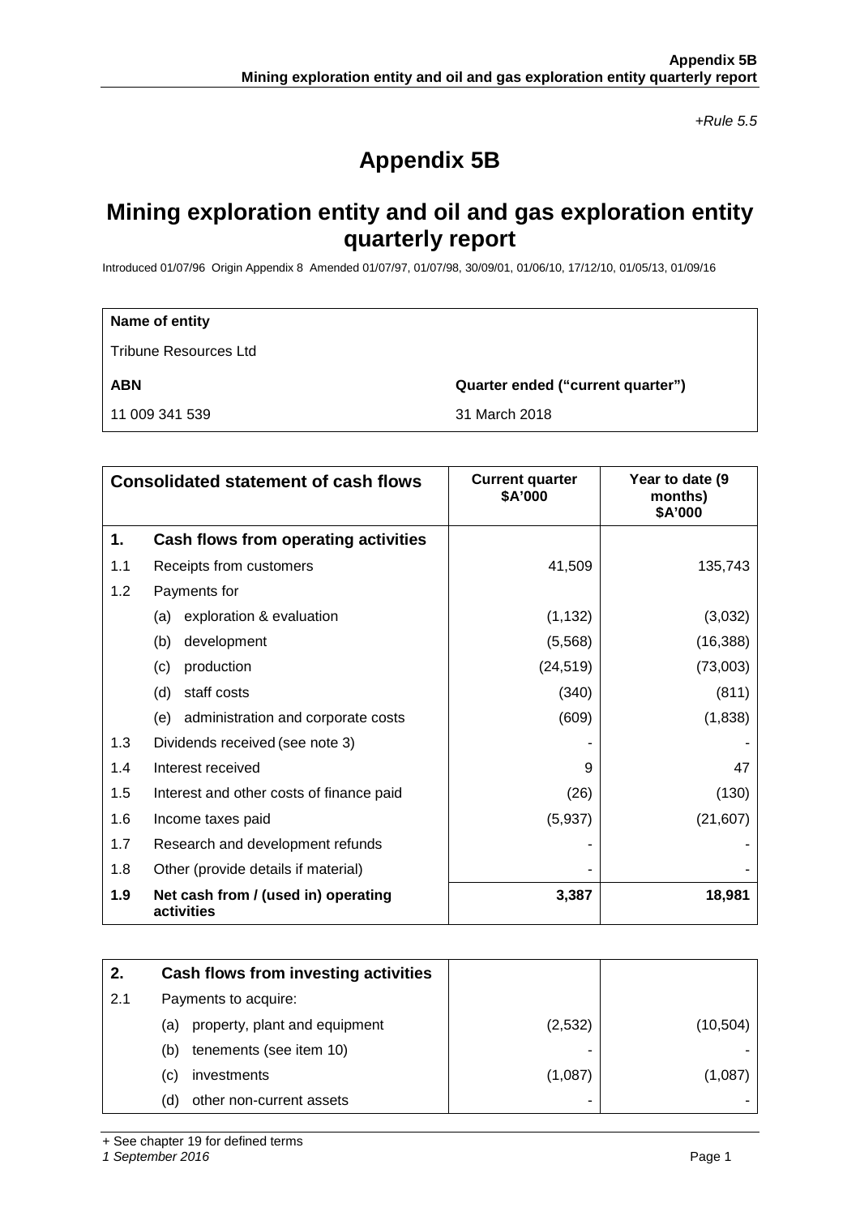*+Rule 5.5*

# Appendix 5B

## Mining exploration entity and oil and gas exploration entity quarterly report

Introduced 01/07/96 Origin Appendix 8 Amended 01/07/97, 01/07/98, 30/09/01, 01/06/10, 17/12/10, 01/05/13, 01/09/16

| **Name of entity** | |
|---|---|
| Tribune Resources Ltd | |
| **ABN** | **Quarter ended ("current quarter")** |
| 11 009 341 539 | 31 March 2018 |

| | **Consolidated statement of cash flows** | **Current quarter $A'000** | **Year to date (9 months) $A'000** |
|---|---|---|---|
| **1.** | **Cash flows from operating activities** | | |
| 1.1 | Receipts from customers | 41,509 | 135,743 |
| 1.2 | Payments for | | |
| | (a) exploration & evaluation | (1,132) | (3,032) |
| | (b) development | (5,568) | (16,388) |
| | (c) production | (24,519) | (73,003) |
| | (d) staff costs | (340) | (811) |
| | (e) administration and corporate costs | (609) | (1,838) |
| 1.3 | Dividends received (see note 3) | - | - |
| 1.4 | Interest received | 9 | 47 |
| 1.5 | Interest and other costs of finance paid | (26) | (130) |
| 1.6 | Income taxes paid | (5,937) | (21,607) |
| 1.7 | Research and development refunds | - | - |
| 1.8 | Other (provide details if material) | - | - |
| **1.9** | **Net cash from / (used in) operating activities** | **3,387** | **18,981** |

| **2.** | **Cash flows from investing activities** | | |
|---|---|---|---|
| 2.1 | Payments to acquire: | | |
| | (a) property, plant and equipment | (2,532) | (10,504) |
| | (b) tenements (see item 10) | - | - |
| | (c) investments | (1,087) | (1,087) |
| | (d) other non-current assets | - | - |

+ See chapter 19 for defined terms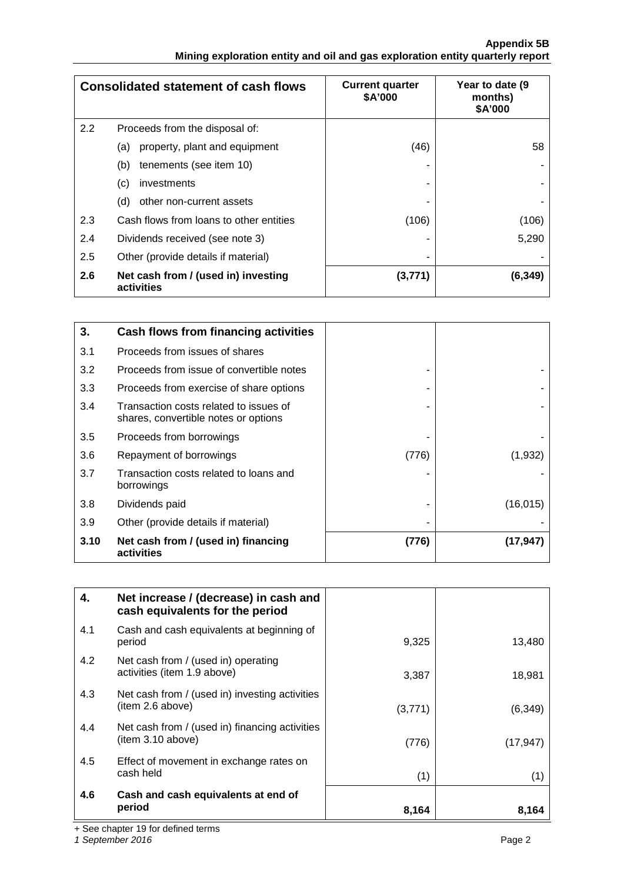| Consolidated statement of cash flows | | Current quarter $A'000 | Year to date (9 months) $A'000 |
|---|---|---|---|
| 2.2 | Proceeds from the disposal of: | | |
| | (a) property, plant and equipment | (46) | 58 |
| | (b) tenements (see item 10) | - | - |
| | (c) investments | - | - |
| | (d) other non-current assets | - | - |
| 2.3 | Cash flows from loans to other entities | (106) | (106) |
| 2.4 | Dividends received (see note 3) | - | 5,290 |
| 2.5 | Other (provide details if material) | - | - |
| **2.6** | **Net cash from / (used in) investing activities** | **(3,771)** | **(6,349)** |

| **3.** | **Cash flows from financing activities** | | |
|---|---|---|---|
| 3.1 | Proceeds from issues of shares | | |
| 3.2 | Proceeds from issue of convertible notes | - | - |
| 3.3 | Proceeds from exercise of share options | - | - |
| 3.4 | Transaction costs related to issues of shares, convertible notes or options | - | - |
| 3.5 | Proceeds from borrowings | - | - |
| 3.6 | Repayment of borrowings | (776) | (1,932) |
| 3.7 | Transaction costs related to loans and borrowings | - | - |
| 3.8 | Dividends paid | - | (16,015) |
| 3.9 | Other (provide details if material) | - | - |
| **3.10** | **Net cash from / (used in) financing activities** | **(776)** | **(17,947)** |

| **4.** | **Net increase / (decrease) in cash and cash equivalents for the period** | | |
|---|---|---|---|
| 4.1 | Cash and cash equivalents at beginning of period | 9,325 | 13,480 |
| 4.2 | Net cash from / (used in) operating activities (item 1.9 above) | 3,387 | 18,981 |
| 4.3 | Net cash from / (used in) investing activities (item 2.6 above) | (3,771) | (6,349) |
| 4.4 | Net cash from / (used in) financing activities (item 3.10 above) | (776) | (17,947) |
| 4.5 | Effect of movement in exchange rates on cash held | (1) | (1) |
| **4.6** | **Cash and cash equivalents at end of period** | **8,164** | **8,164** |

+ See chapter 19 for defined terms

*1 September 2016*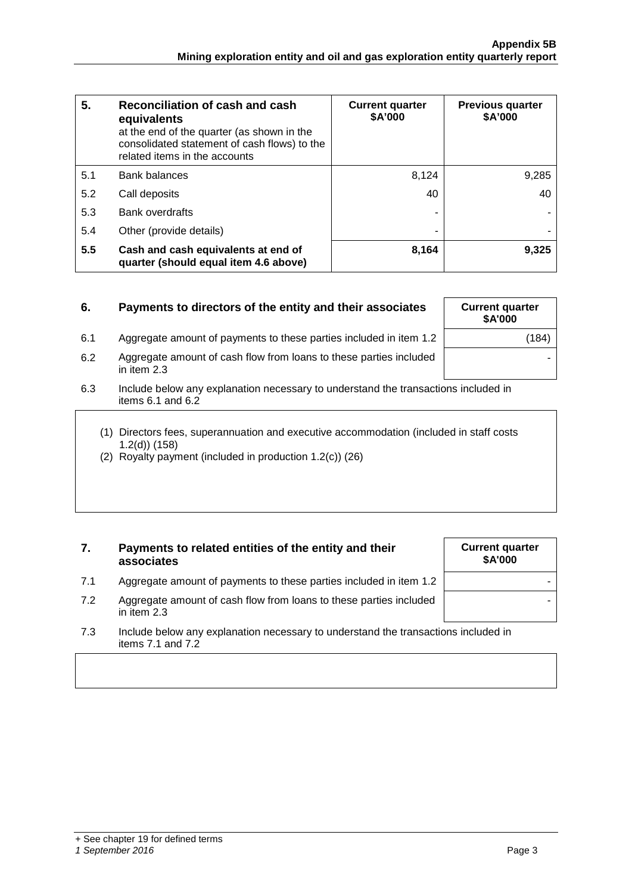| 5. | **Reconciliation of cash and cash equivalents** at the end of the quarter (as shown in the consolidated statement of cash flows) to the related items in the accounts | **Current quarter \$A'000** | **Previous quarter \$A'000** |
|---|---|---|---|
| 5.1 | Bank balances | 8,124 | 9,285 |
| 5.2 | Call deposits | 40 | 40 |
| 5.3 | Bank overdrafts | - | - |
| 5.4 | Other (provide details) | - | - |
| **5.5** | **Cash and cash equivalents at end of quarter (should equal item 4.6 above)** | **8,164** | **9,325** |

| 6. | **Payments to directors of the entity and their associates** | **Current quarter \$A'000** |
|---|---|---|
| 6.1 | Aggregate amount of payments to these parties included in item 1.2 | (184) |
| 6.2 | Aggregate amount of cash flow from loans to these parties included in item 2.3 | - |

6.3 Include below any explanation necessary to understand the transactions included in items 6.1 and 6.2

(1) Directors fees, superannuation and executive accommodation (included in staff costs 1.2(d)) (158)
(2) Royalty payment (included in production 1.2(c)) (26)

| 7. | **Payments to related entities of the entity and their associates** | **Current quarter \$A'000** |
|---|---|---|
| 7.1 | Aggregate amount of payments to these parties included in item 1.2 | - |
| 7.2 | Aggregate amount of cash flow from loans to these parties included in item 2.3 | - |

7.3 Include below any explanation necessary to understand the transactions included in items 7.1 and 7.2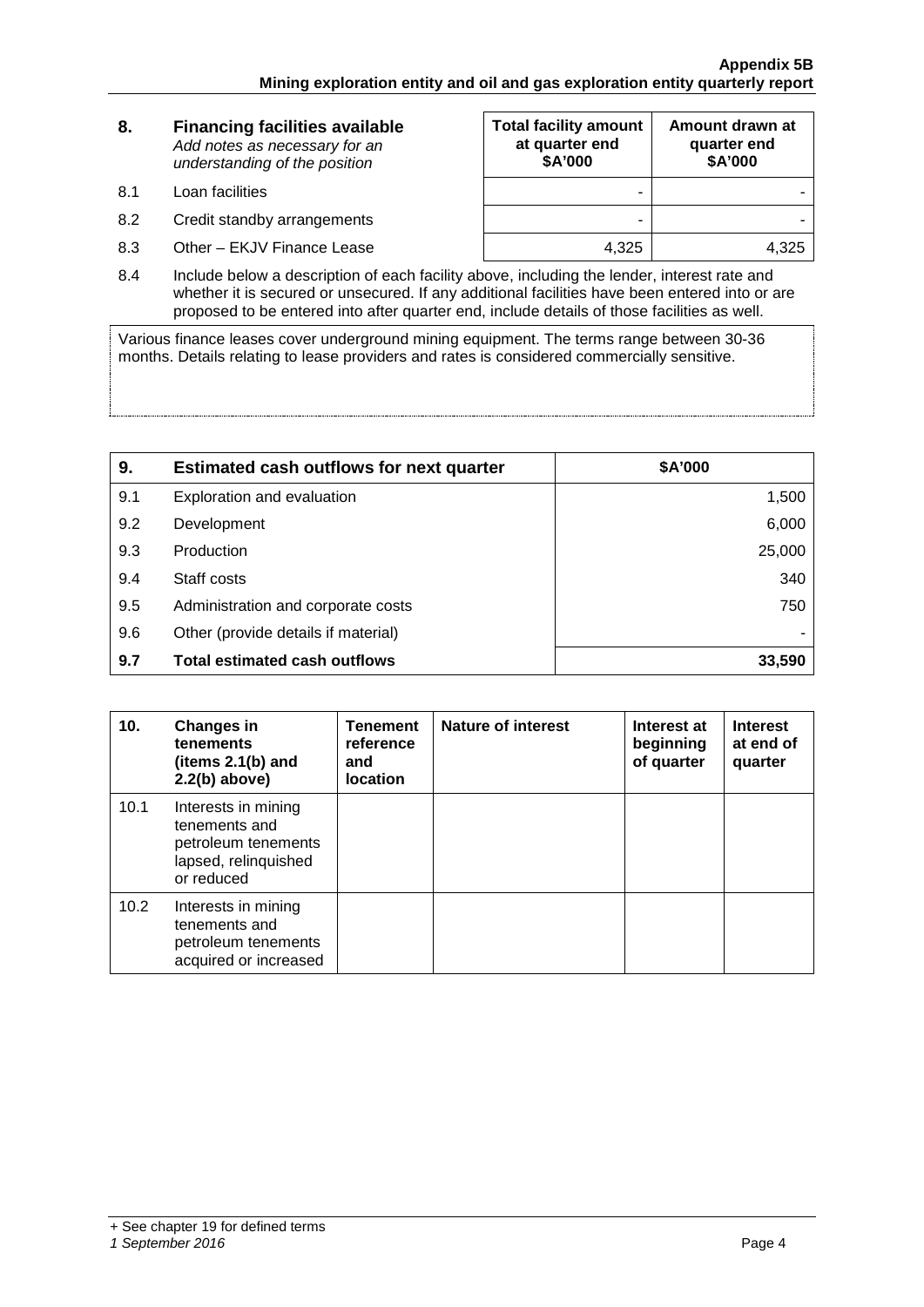| 8. | Financing facilities available<br>*Add notes as necessary for an understanding of the position* | Total facility amount at quarter end<br>\$A'000 | Amount drawn at quarter end<br>\$A'000 |
|---|---|---|---|
| 8.1 | Loan facilities | - | - |
| 8.2 | Credit standby arrangements | - | - |
| 8.3 | Other – EKJV Finance Lease | 4,325 | 4,325 |

8.4 Include below a description of each facility above, including the lender, interest rate and whether it is secured or unsecured. If any additional facilities have been entered into or are proposed to be entered into after quarter end, include details of those facilities as well.

Various finance leases cover underground mining equipment. The terms range between 30-36 months. Details relating to lease providers and rates is considered commercially sensitive.

| 9. | Estimated cash outflows for next quarter | \$A'000 |
|---|---|---|
| 9.1 | Exploration and evaluation | 1,500 |
| 9.2 | Development | 6,000 |
| 9.3 | Production | 25,000 |
| 9.4 | Staff costs | 340 |
| 9.5 | Administration and corporate costs | 750 |
| 9.6 | Other (provide details if material) | - |
| **9.7** | **Total estimated cash outflows** | **33,590** |

| 10. | Changes in tenements (items 2.1(b) and 2.2(b) above) | Tenement reference and location | Nature of interest | Interest at beginning of quarter | Interest at end of quarter |
|---|---|---|---|---|---|
| 10.1 | Interests in mining tenements and petroleum tenements lapsed, relinquished or reduced | | | | |
| 10.2 | Interests in mining tenements and petroleum tenements acquired or increased | | | | |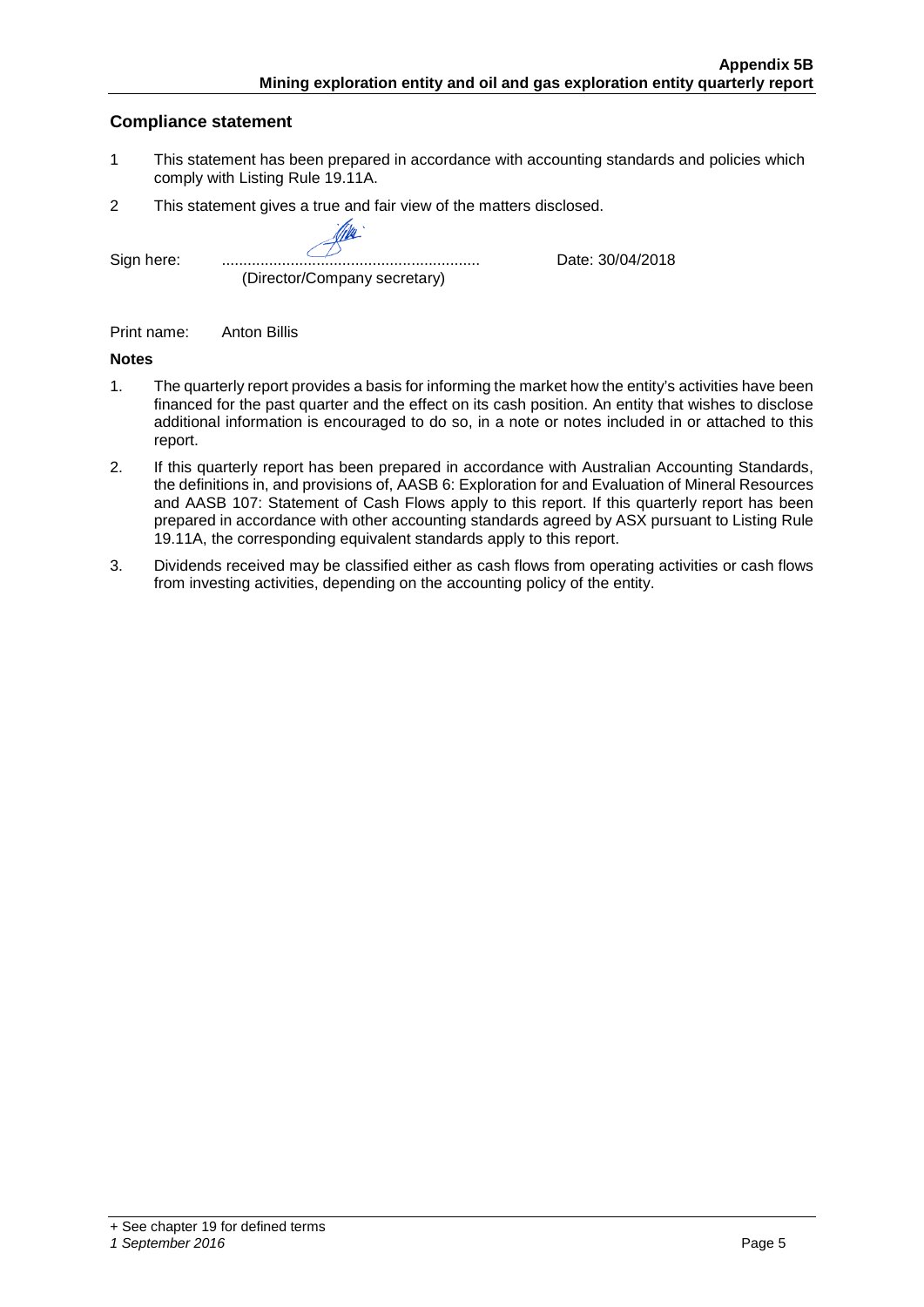## Compliance statement

1. This statement has been prepared in accordance with accounting standards and policies which comply with Listing Rule 19.11A.
2. This statement gives a true and fair view of the matters disclosed.

Sign here: ............................................................ Date: 30/04/2018
(Director/Company secretary)

Print name: Anton Billis

**Notes**

1. The quarterly report provides a basis for informing the market how the entity's activities have been financed for the past quarter and the effect on its cash position. An entity that wishes to disclose additional information is encouraged to do so, in a note or notes included in or attached to this report.
2. If this quarterly report has been prepared in accordance with Australian Accounting Standards, the definitions in, and provisions of, AASB 6: Exploration for and Evaluation of Mineral Resources and AASB 107: Statement of Cash Flows apply to this report. If this quarterly report has been prepared in accordance with other accounting standards agreed by ASX pursuant to Listing Rule 19.11A, the corresponding equivalent standards apply to this report.
3. Dividends received may be classified either as cash flows from operating activities or cash flows from investing activities, depending on the accounting policy of the entity.